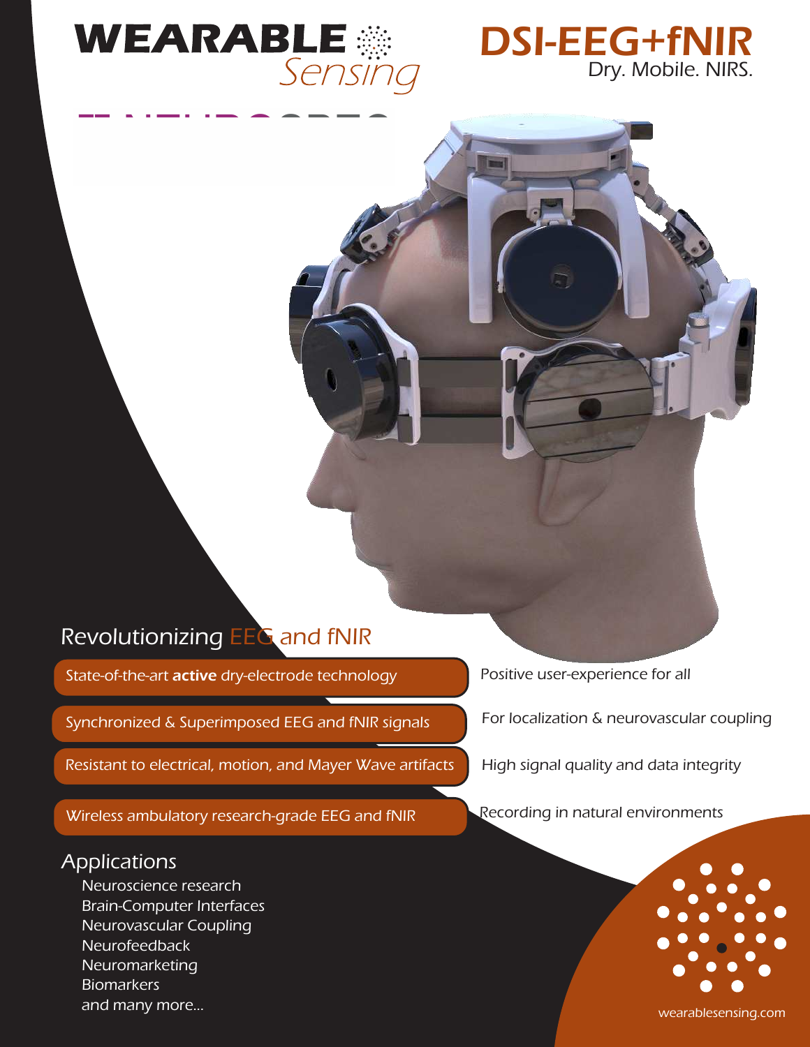# WEARABLE Sensing

## DSI-EEG+fNIR

Dry. Mobile. NIRS.

## Revolutionizing EEG and fNIR

- State-of-the-art **active** dry-electrode technology — Positive user-experience for all
- Synchronized & Superimposed EEG and fNIR signals — For localization & neurovascular coupling
- Resistant to electrical, motion, and Mayer Wave artifacts — High signal quality and data integrity
- Wireless ambulatory research-grade EEG and fNIR — Recording in natural environments

## Applications

- Neuroscience research
- Brain-Computer Interfaces
- Neurovascular Coupling
- Neurofeedback
- Neuromarketing
- Biomarkers
- and many more...

wearablesensing.com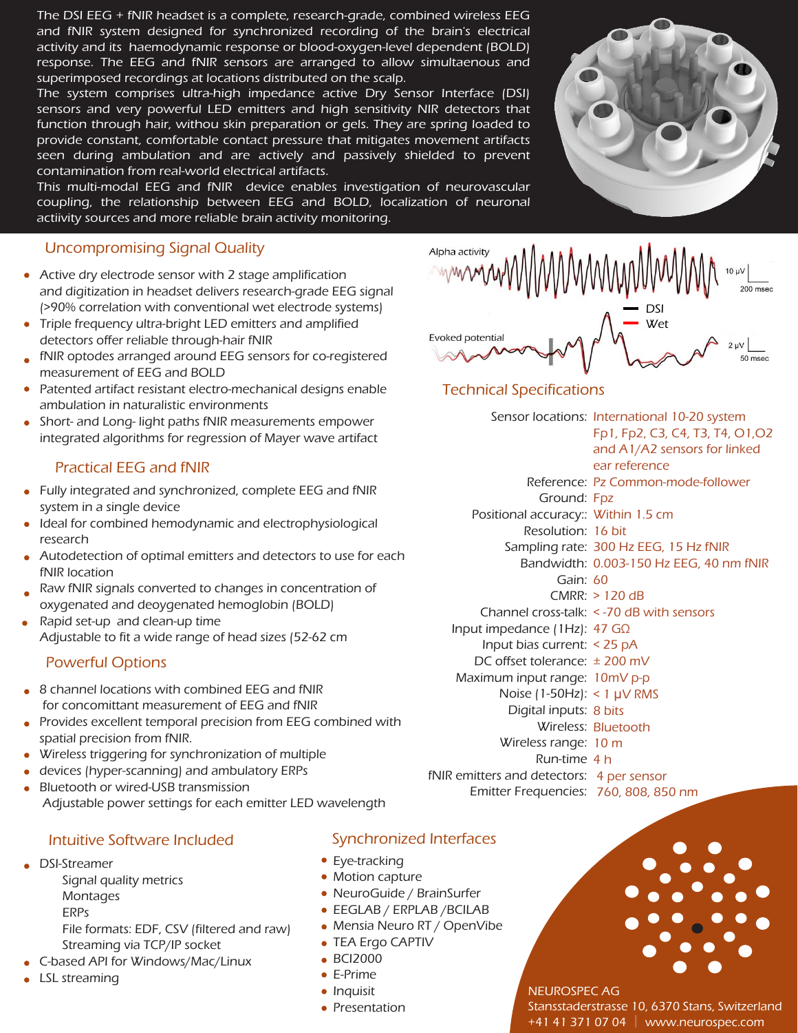The DSI EEG + fNIR headset is a complete, research-grade, combined wireless EEG and fNIR system designed for synchronized recording of the brain's electrical activity and its haemodynamic response or blood-oxygen-level dependent (BOLD) response. The EEG and fNIR sensors are arranged to allow simultaenous and superimposed recordings at locations distributed on the scalp.
The system comprises ultra-high impedance active Dry Sensor Interface (DSI) sensors and very powerful LED emitters and high sensitivity NIR detectors that function through hair, withou skin preparation or gels. They are spring loaded to provide constant, comfortable contact pressure that mitigates movement artifacts seen during ambulation and are actively and passively shielded to prevent contamination from real-world electrical artifacts.
This multi-modal EEG and fNIR device enables investigation of neurovascular coupling, the relationship between EEG and BOLD, localization of neuronal actiivity sources and more reliable brain activity monitoring.

## Uncompromising Signal Quality

- Active dry electrode sensor with 2 stage amplification and digitization in headset delivers research-grade EEG signal (>90% correlation with conventional wet electrode systems)
- Triple frequency ultra-bright LED emitters and amplified detectors offer reliable through-hair fNIR
- fNIR optodes arranged around EEG sensors for co-registered measurement of EEG and BOLD
- Patented artifact resistant electro-mechanical designs enable ambulation in naturalistic environments
- Short- and Long- light paths fNIR measurements empower integrated algorithms for regression of Mayer wave artifact

Alpha activity
10 µV
200 msec
DSI
Wet
Evoked potential
2 µV
50 msec

## Practical EEG and fNIR

- Fully integrated and synchronized, complete EEG and fNIR system in a single device
- Ideal for combined hemodynamic and electrophysiological research
- Autodetection of optimal emitters and detectors to use for each fNIR location
- Raw fNIR signals converted to changes in concentration of oxygenated and deoygenated hemoglobin (BOLD)
- Rapid set-up and clean-up time
  Adjustable to fit a wide range of head sizes (52-62 cm

## Powerful Options

- 8 channel locations with combined EEG and fNIR for concomittant measurement of EEG and fNIR
- Provides excellent temporal precision from EEG combined with spatial precision from fNIR.
- Wireless triggering for synchronization of multiple
- devices (hyper-scanning) and ambulatory ERPs
- Bluetooth or wired-USB transmission
  Adjustable power settings for each emitter LED wavelength

## Technical Specifications

| | |
|---|---|
| Sensor locations: | International 10-20 system Fp1, Fp2, C3, C4, T3, T4, O1,O2 and A1/A2 sensors for linked ear reference |
| Reference: | Pz Common-mode-follower |
| Ground: | Fpz |
| Positional accuracy:: | Within 1.5 cm |
| Resolution: | 16 bit |
| Sampling rate: | 300 Hz EEG, 15 Hz fNIR |
| Bandwidth: | 0.003-150 Hz EEG, 40 nm fNIR |
| Gain: | 60 |
| CMRR: | > 120 dB |
| Channel cross-talk: | < -70 dB with sensors |
| Input impedance (1Hz): | 47 GΩ |
| Input bias current: | < 25 pA |
| DC offset tolerance: | ± 200 mV |
| Maximum input range: | 10mV p-p |
| Noise (1-50Hz): | < 1 µV RMS |
| Digital inputs: | 8 bits |
| Wireless: | Bluetooth |
| Wireless range: | 10 m |
| Run-time | 4 h |
| fNIR emitters and detectors: | 4 per sensor |
| Emitter Frequencies: | 760, 808, 850 nm |

## Intuitive Software Included

- DSI-Streamer
  - Signal quality metrics
  - Montages
  - ERPs
  - File formats: EDF, CSV (filtered and raw)
  - Streaming via TCP/IP socket
- C-based API for Windows/Mac/Linux
- LSL streaming

## Synchronized Interfaces

- Eye-tracking
- Motion capture
- NeuroGuide / BrainSurfer
- EEGLAB / ERPLAB /BCILAB
- Mensia Neuro RT / OpenVibe
- TEA Ergo CAPTIV
- BCI2000
- E-Prime
- Inquisit
- Presentation

NEUROSPEC AG
Stansstaderstrasse 10, 6370 Stans, Switzerland
+41 41 371 07 04 | www.neurospec.com